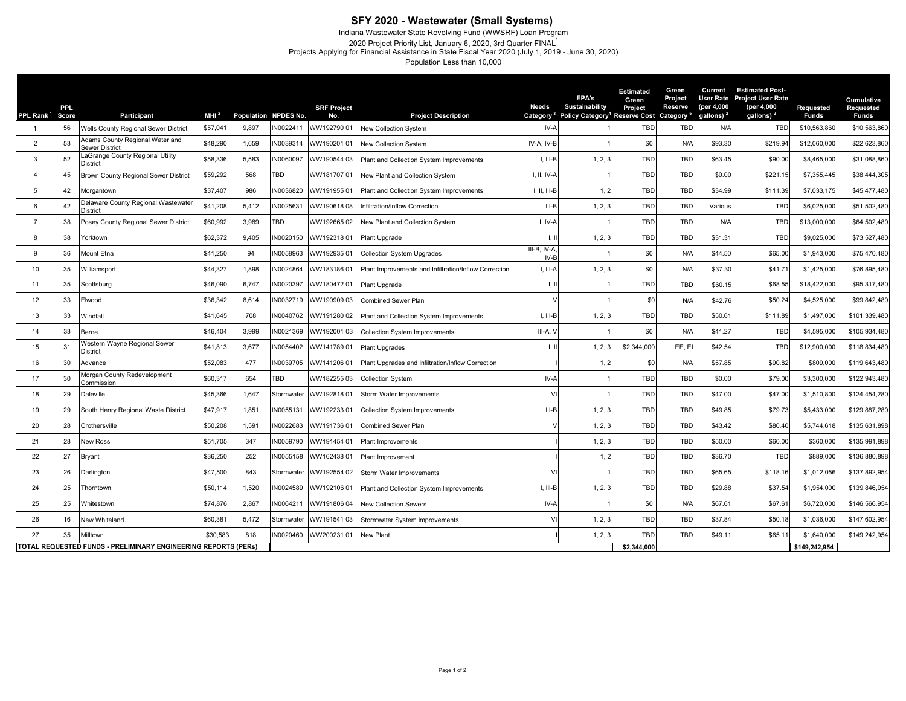# SFY 2020 - Wastewater (Small Systems)

Indiana Wastewater State Revolving Fund (WWSRF) Loan Program

2020 Project Priority List, January 6, 2020, 3rd Quarter FINAL*

Projects Applying for Financial Assistance in State Fiscal Year 2020 (July 1, 2019 - June 30, 2020)

Population Less than 10,000

| PPL Rank [1] | PPL Score | Participant | MHI [2] | Population | NPDES No. | SRF Project No. | Project Description | Needs Category [3] | EPA's Sustainability Policy Category [4] | Estimated Green Project Reserve Cost | Green Project Reserve Category [5] | Current User Rate (per 4,000 gallons) [2] | Estimated Post-Project User Rate (per 4,000 gallons) [2] | Requested Funds | Cumulative Requested Funds |
|---|---|---|---|---|---|---|---|---|---|---|---|---|---|---|---|
| 1 | 56 | Wells County Regional Sewer District | $57,041 | 9,897 | IN0022411 | WW192790 01 | New Collection System | IV-A | 1 | TBD | TBD | N/A | TBD | $10,563,860 | $10,563,860 |
| 2 | 53 | Adams County Regional Water and Sewer District | $48,290 | 1,659 | IN0039314 | WW190201 01 | New Collection System | IV-A, IV-B | 1 | $0 | N/A | $93.30 | $219.94 | $12,060,000 | $22,623,860 |
| 3 | 52 | LaGrange County Regional Utility District | $58,336 | 5,583 | IN0060097 | WW190544 03 | Plant and Collection System Improvements | I, III-B | 1, 2, 3 | TBD | TBD | $63.45 | $90.00 | $8,465,000 | $31,088,860 |
| 4 | 45 | Brown County Regional Sewer District | $59,292 | 568 | TBD | WW181707 01 | New Plant and Collection System | I, II, IV-A | 1 | TBD | TBD | $0.00 | $221.15 | $7,355,445 | $38,444,305 |
| 5 | 42 | Morgantown | $37,407 | 986 | IN0036820 | WW191955 01 | Plant and Collection System Improvements | I, II, III-B | 1, 2 | TBD | TBD | $34.99 | $111.39 | $7,033,175 | $45,477,480 |
| 6 | 42 | Delaware County Regional Wastewater District | $41,208 | 5,412 | IN0025631 | WW190618 08 | Infiltration/Inflow Correction | III-B | 1, 2, 3 | TBD | TBD | Various | TBD | $6,025,000 | $51,502,480 |
| 7 | 38 | Posey County Regional Sewer District | $60,992 | 3,989 | IN0020150 | WW192665 02 | New Plant and Collection System | I, IV-A | 1 | TBD | TBD | N/A | TBD | $13,000,000 | $64,502,480 |
| 8 | 38 | Yorktown | $62,372 | 9,405 | IN0020150 | WW192318 01 | Plant Upgrade | I, II | 1, 2, 3 | TBD | TBD | $31.31 | TBD | $9,025,000 | $73,527,480 |
| 9 | 36 | Mount Etna | $41,250 | 94 | IN0058963 | WW192935 01 | Collection System Upgrades | III-B, IV-A, IV-B | 1 | $0 | N/A | $44.50 | $65.00 | $1,943,000 | $75,470,480 |
| 10 | 35 | Williamsport | $44,327 | 1,898 | IN0024864 | WW183186 01 | Plant Improvements and Infiltration/Inflow Correction | I, III-A | 1, 2, 3 | $0 | N/A | $37.30 | $41.71 | $1,425,000 | $76,895,480 |
| 11 | 35 | Scottsburg | $46,090 | 6,747 | IN0020397 | WW180472 01 | Plant Upgrade | I, II | 1 | TBD | TBD | $60.15 | $68.55 | $18,422,000 | $95,317,480 |
| 12 | 33 | Elwood | $36,342 | 8,614 | IN0032719 | WW190909 03 | Combined Sewer Plan | V | 1 | $0 | N/A | $42.76 | $50.24 | $4,525,000 | $99,842,480 |
| 13 | 33 | Windfall | $41,645 | 708 | IN0040762 | WW191280 02 | Plant and Collection System Improvements | I, III-B | 1, 2, 3 | TBD | TBD | $50.61 | $111.89 | $1,497,000 | $101,339,480 |
| 14 | 33 | Berne | $46,404 | 3,999 | IN0021369 | WW192001 03 | Collection System Improvements | III-A, V | 1 | $0 | N/A | $41.27 | TBD | $4,595,000 | $105,934,480 |
| 15 | 31 | Western Wayne Regional Sewer District | $41,813 | 3,677 | IN0054402 | WW141789 01 | Plant Upgrades | I, II | 1, 2, 3 | $2,344,000 | EE, EI | $42.54 | TBD | $12,900,000 | $118,834,480 |
| 16 | 30 | Advance | $52,083 | 477 | IN0039705 | WW141206 01 | Plant Upgrades and Infiltration/Inflow Correction | I | 1, 2 | $0 | N/A | $57.85 | $90.82 | $809,000 | $119,643,480 |
| 17 | 30 | Morgan County Redevelopment Commission | $60,317 | 654 | TBD | WW182255 03 | Collection System | IV-A | 1 | TBD | TBD | $0.00 | $79.00 | $3,300,000 | $122,943,480 |
| 18 | 29 | Daleville | $45,366 | 1,647 | Stormwater | WW192818 01 | Storm Water Improvements | VI | 1 | TBD | TBD | $47.00 | $47.00 | $1,510,800 | $124,454,280 |
| 19 | 29 | South Henry Regional Waste District | $47,917 | 1,851 | IN0055131 | WW192233 01 | Collection System Improvements | III-B | 1, 2, 3 | TBD | TBD | $49.85 | $79.73 | $5,433,000 | $129,887,280 |
| 20 | 28 | Crothersville | $50,208 | 1,591 | IN0022683 | WW191736 01 | Combined Sewer Plan | V | 1, 2, 3 | TBD | TBD | $43.42 | $80.40 | $5,744,618 | $135,631,898 |
| 21 | 28 | New Ross | $51,705 | 347 | IN0059790 | WW191454 01 | Plant Improvements | I | 1, 2, 3 | TBD | TBD | $50.00 | $60.00 | $360,000 | $135,991,898 |
| 22 | 27 | Bryant | $36,250 | 252 | IN0055158 | WW162438 01 | Plant Improvement | I | 1, 2 | TBD | TBD | $36.70 | TBD | $889,000 | $136,880,898 |
| 23 | 26 | Darlington | $47,500 | 843 | Stormwater | WW192554 02 | Storm Water Improvements | VI | 1 | TBD | TBD | $65.65 | $118.16 | $1,012,056 | $137,892,954 |
| 24 | 25 | Thorntown | $50,114 | 1,520 | IN0024589 | WW192106 01 | Plant and Collection System Improvements | I, III-B | 1, 2. 3 | TBD | TBD | $29.88 | $37.54 | $1,954,000 | $139,846,954 |
| 25 | 25 | Whitestown | $74,876 | 2,867 | IN0064211 | WW191806 04 | New Collection Sewers | IV-A | 1 | $0 | N/A | $67.61 | $67.61 | $6,720,000 | $146,566,954 |
| 26 | 16 | New Whiteland | $60,381 | 5,472 | Stormwater | WW191541 03 | Stormwater System Improvements | VI | 1, 2, 3 | TBD | TBD | $37.84 | $50.18 | $1,036,000 | $147,602,954 |
| 27 | 35 | Milltown | $30,583 | 818 | IN0020460 | WW200231 01 | New Plant | I | 1, 2, 3 | TBD | TBD | $49.11 | $65.11 | $1,640,000 | $149,242,954 |
| **TOTAL REQUESTED FUNDS - PRELIMINARY ENGINEERING REPORTS (PERs)** | | | | | | | | | | **$2,344,000** | | | | **$149,242,954** | |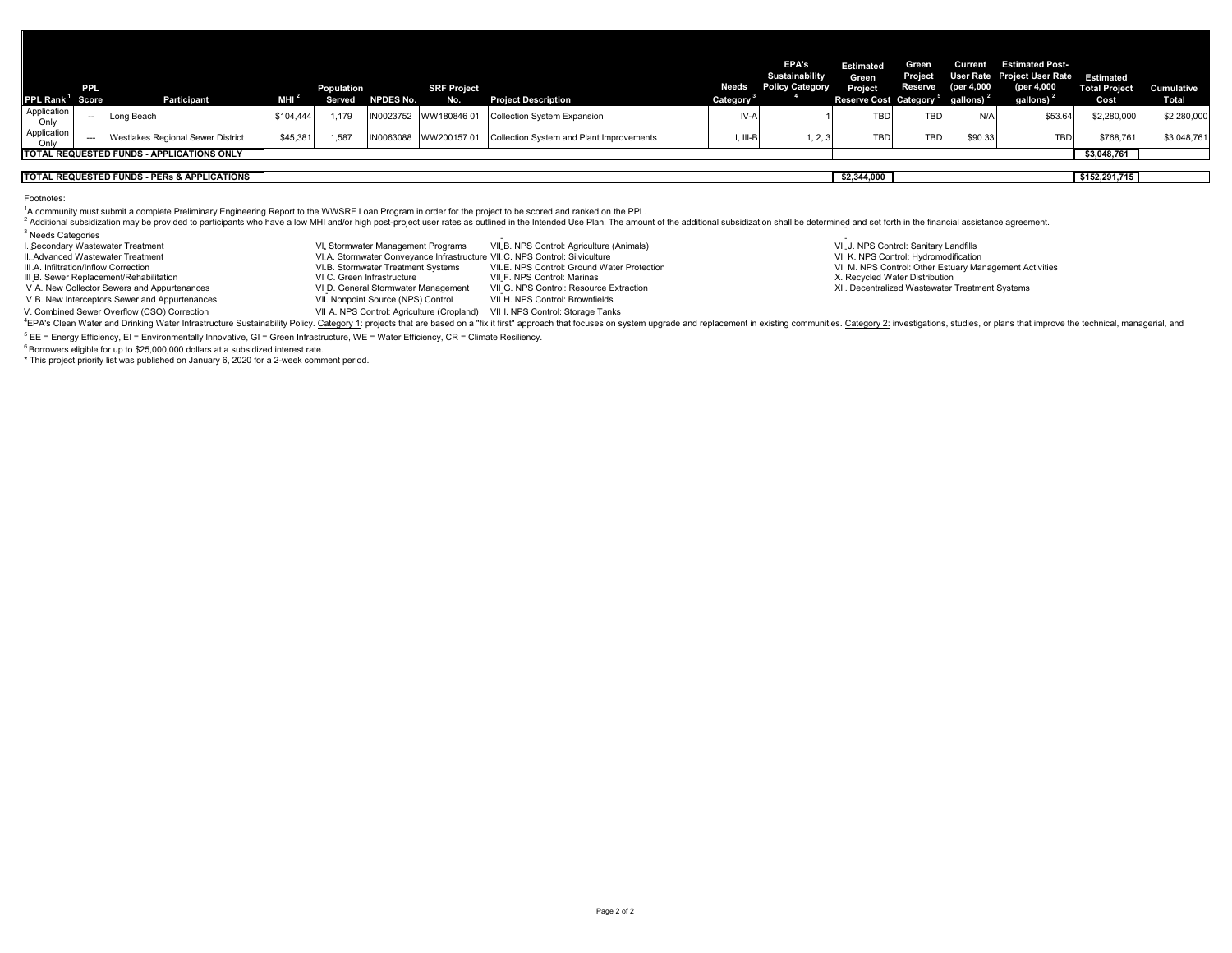| PPL Rank[1] | PPL Score | Participant | MHI[2] | Population Served | NPDES No. | SRF Project No. | Project Description | Needs Category[3] | EPA's Sustainability Policy Category[4] | Estimated Green Project Reserve Cost | Green Project Reserve Category[5] | Current User Rate (per 4,000 gallons)[2] | Estimated Post-Project User Rate (per 4,000 gallons)[2] | Estimated Total Project Cost | Cumulative Total |
|---|---|---|---|---|---|---|---|---|---|---|---|---|---|---|---|
| Application Only | -- | Long Beach | $104,444 | 1,179 | IN0023752 | WW180846 01 | Collection System Expansion | IV-A | 1 | TBD | TBD | N/A | $53.64 | $2,280,000 | $2,280,000 |
| Application Only | --- | Westlakes Regional Sewer District | $45,381 | 1,587 | IN0063088 | WW200157 01 | Collection System and Plant Improvements | I, III-B | 1, 2, 3 | TBD | TBD | $90.33 | TBD | $768,761 | $3,048,761 |
| **TOTAL REQUESTED FUNDS - APPLICATIONS ONLY** | | | | | | | | | | | | | | **$3,048,761** | |
| **TOTAL REQUESTED FUNDS - PERs & APPLICATIONS** | | | | | | | | | | **$2,344,000** | | | | **$152,291,715** | |

Footnotes:

[1]A community must submit a complete Preliminary Engineering Report to the WWSRF Loan Program in order for the project to be scored and ranked on the PPL.

[2] Additional subsidization may be provided to participants who have a low MHI and/or high post-project user rates as outlined in the Intended Use Plan. The amount of the additional subsidization shall be determined and set forth in the financial assistance agreement.

[3] Needs Categories

I. Secondary Wastewater Treatment
II. Advanced Wastewater Treatment
III.A. Infiltration/Inflow Correction
III.B. Sewer Replacement/Rehabilitation
IV A. New Collector Sewers and Appurtenances
IV B. New Interceptors Sewer and Appurtenances
V. Combined Sewer Overflow (CSO) Correction
VI. Stormwater Management Programs
VI.A. Stormwater Conveyance Infrastructure
VI.B. Stormwater Treatment Systems
VI C. Green Infrastructure
VI D. General Stormwater Management
VII. Nonpoint Source (NPS) Control
VII A. NPS Control: Agriculture (Cropland)
VII.B. NPS Control: Agriculture (Animals)
VII.C. NPS Control: Silviculture
VII.E. NPS Control: Ground Water Protection
VII.F. NPS Control: Marinas
VII G. NPS Control: Resource Extraction
VII H. NPS Control: Brownfields
VII I. NPS Control: Storage Tanks
VII.J. NPS Control: Sanitary Landfills
VII K. NPS Control: Hydromodification
VII M. NPS Control: Other Estuary Management Activities
X. Recycled Water Distribution
XII. Decentralized Wastewater Treatment Systems

[4]EPA's Clean Water and Drinking Water Infrastructure Sustainability Policy. Category 1: projects that are based on a "fix it first" approach that focuses on system upgrade and replacement in existing communities. Category 2: investigations, studies, or plans that improve the technical, managerial, and

[5] EE = Energy Efficiency, EI = Environmentally Innovative, GI = Green Infrastructure, WE = Water Efficiency, CR = Climate Resiliency.

[6] Borrowers eligible for up to $25,000,000 dollars at a subsidized interest rate.

* This project priority list was published on January 6, 2020 for a 2-week comment period.